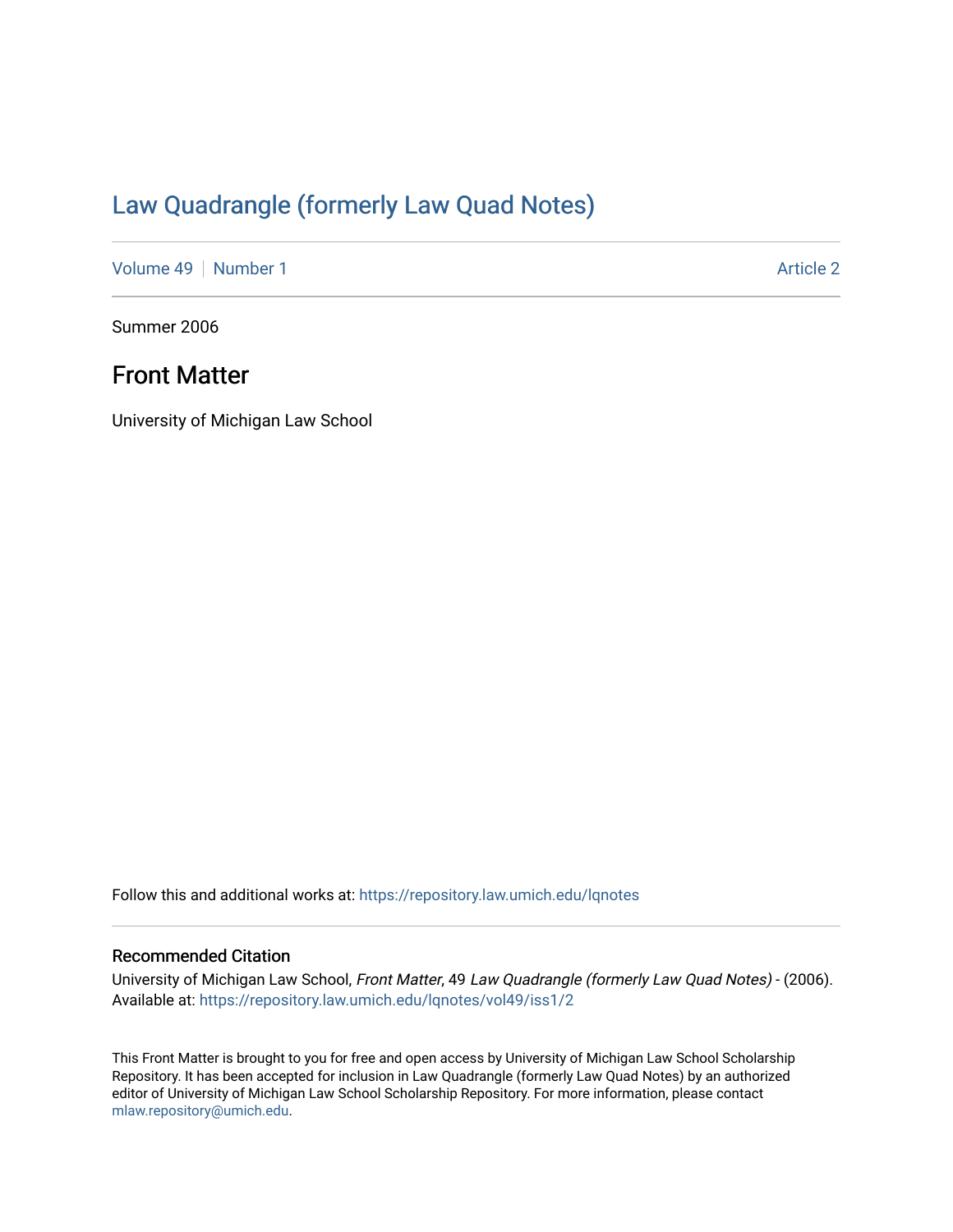# Law Quadrangle (formerly Law Quad Notes)

Volume 49 | Number 1 Article 2

Summer 2006

## Front Matter

University of Michigan Law School

Follow this and additional works at: https://repository.law.umich.edu/lqnotes

### Recommended Citation

University of Michigan Law School, *Front Matter*, 49 *Law Quadrangle (formerly Law Quad Notes)* - (2006).
Available at: https://repository.law.umich.edu/lqnotes/vol49/iss1/2

This Front Matter is brought to you for free and open access by University of Michigan Law School Scholarship Repository. It has been accepted for inclusion in Law Quadrangle (formerly Law Quad Notes) by an authorized editor of University of Michigan Law School Scholarship Repository. For more information, please contact mlaw.repository@umich.edu.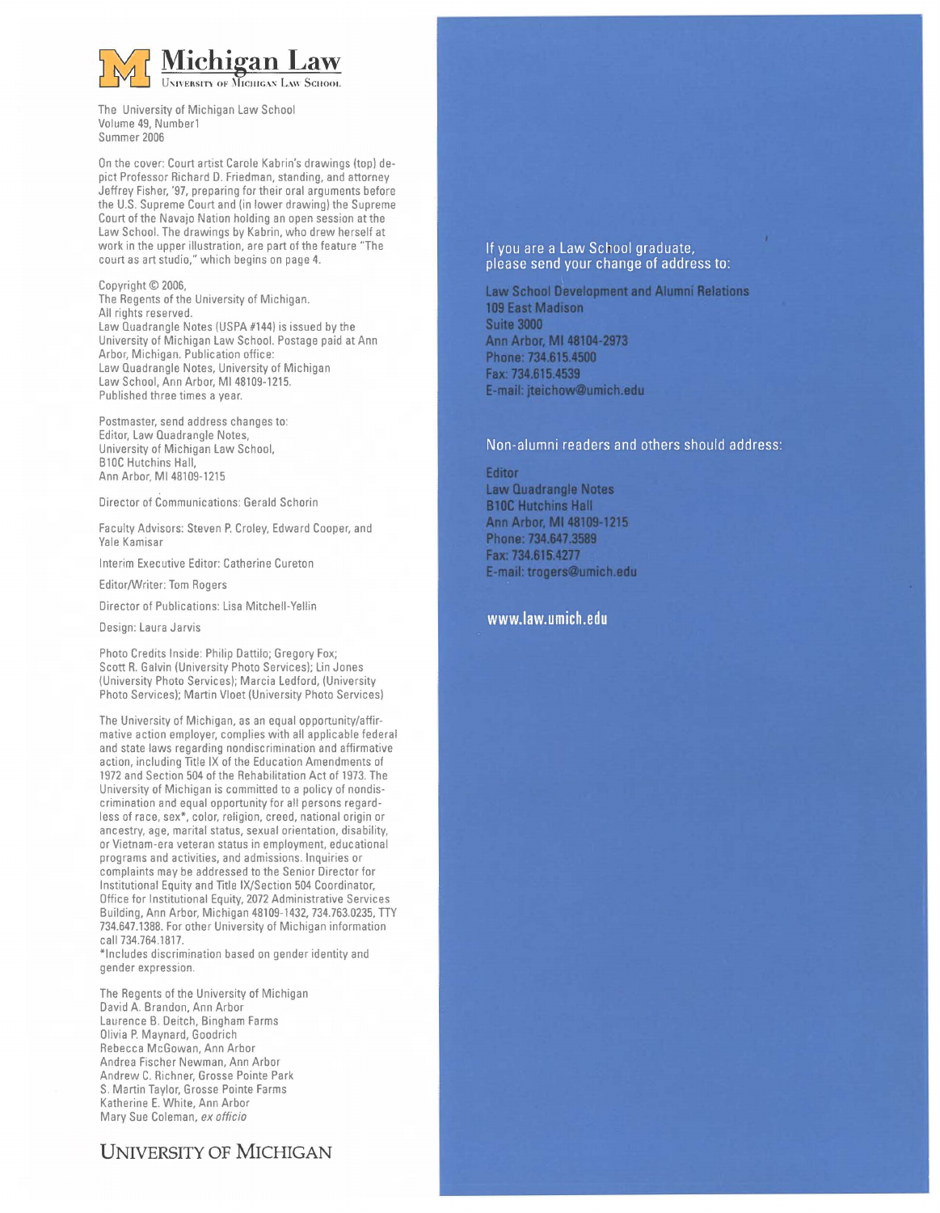# Michigan Law

University of Michigan Law School

The University of Michigan Law School
Volume 49, Number1
Summer 2006

On the cover: Court artist Carole Kabrin's drawings (top) depict Professor Richard D. Friedman, standing, and attorney Jeffrey Fisher, '97, preparing for their oral arguments before the U.S. Supreme Court and (in lower drawing) the Supreme Court of the Navajo Nation holding an open session at the Law School. The drawings by Kabrin, who drew herself at work in the upper illustration, are part of the feature "The court as art studio," which begins on page 4.

Copyright © 2006,
The Regents of the University of Michigan.
All rights reserved.
Law Quadrangle Notes (USPA #144) is issued by the University of Michigan Law School. Postage paid at Ann Arbor, Michigan. Publication office:
Law Quadrangle Notes, University of Michigan Law School, Ann Arbor, MI 48109-1215.
Published three times a year.

Postmaster, send address changes to:
Editor, Law Quadrangle Notes,
University of Michigan Law School,
B10C Hutchins Hall,
Ann Arbor, MI 48109-1215

Director of Communications: Gerald Schorin

Faculty Advisors: Steven P. Croley, Edward Cooper, and Yale Kamisar

Interim Executive Editor: Catherine Cureton

Editor/Writer: Tom Rogers

Director of Publications: Lisa Mitchell-Yellin

Design: Laura Jarvis

Photo Credits Inside: Philip Dattilo; Gregory Fox; Scott R. Galvin (University Photo Services); Lin Jones (University Photo Services); Marcia Ledford, (University Photo Services); Martin Vloet (University Photo Services)

The University of Michigan, as an equal opportunity/affirmative action employer, complies with all applicable federal and state laws regarding nondiscrimination and affirmative action, including Title IX of the Education Amendments of 1972 and Section 504 of the Rehabilitation Act of 1973. The University of Michigan is committed to a policy of nondiscrimination and equal opportunity for all persons regardless of race, sex*, color, religion, creed, national origin or ancestry, age, marital status, sexual orientation, disability, or Vietnam-era veteran status in employment, educational programs and activities, and admissions. Inquiries or complaints may be addressed to the Senior Director for Institutional Equity and Title IX/Section 504 Coordinator, Office for Institutional Equity, 2072 Administrative Services Building, Ann Arbor, Michigan 48109-1432, 734.763.0235, TTY 734.647.1388. For other University of Michigan information call 734.764.1817.
*Includes discrimination based on gender identity and gender expression.

The Regents of the University of Michigan
David A. Brandon, Ann Arbor
Laurence B. Deitch, Bingham Farms
Olivia P. Maynard, Goodrich
Rebecca McGowan, Ann Arbor
Andrea Fischer Newman, Ann Arbor
Andrew C. Richner, Grosse Pointe Park
S. Martin Taylor, Grosse Pointe Farms
Katherine E. White, Ann Arbor
Mary Sue Coleman, *ex officio*

UNIVERSITY OF MICHIGAN

If you are a Law School graduate, please send your change of address to:

Law School Development and Alumni Relations
109 East Madison
Suite 3000
Ann Arbor, MI 48104-2973
Phone: 734.615.4500
Fax: 734.615.4539
E-mail: jteichow@umich.edu

Non-alumni readers and others should address:

Editor
Law Quadrangle Notes
B10C Hutchins Hall
Ann Arbor, MI 48109-1215
Phone: 734.647.3589
Fax: 734.615.4277
E-mail: trogers@umich.edu

**www.law.umich.edu**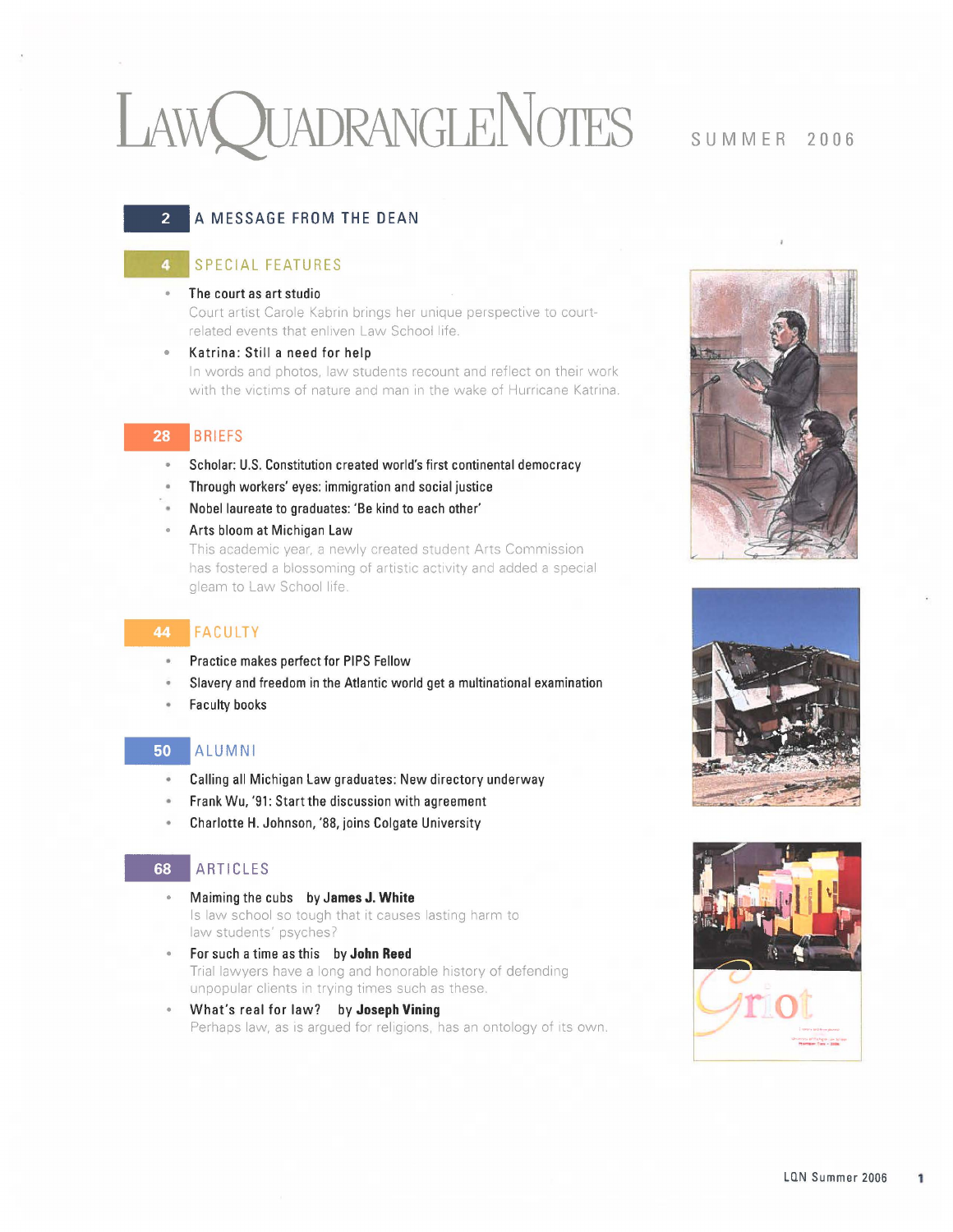# LAW QUADRANGLE NOTES

SUMMER 2006

## 2 A MESSAGE FROM THE DEAN

## 4 SPECIAL FEATURES

- **The court as art studio**
  Court artist Carole Kabrin brings her unique perspective to court-related events that enliven Law School life.
- **Katrina: Still a need for help**
  In words and photos, law students recount and reflect on their work with the victims of nature and man in the wake of Hurricane Katrina.

## 28 BRIEFS

- Scholar: U.S. Constitution created world's first continental democracy
- Through workers' eyes: immigration and social justice
- Nobel laureate to graduates: 'Be kind to each other'
- Arts bloom at Michigan Law
  This academic year, a newly created student Arts Commission has fostered a blossoming of artistic activity and added a special gleam to Law School life.

## 44 FACULTY

- Practice makes perfect for PIPS Fellow
- Slavery and freedom in the Atlantic world get a multinational examination
- Faculty books

## 50 ALUMNI

- Calling all Michigan Law graduates: New directory underway
- Frank Wu, '91: Start the discussion with agreement
- Charlotte H. Johnson, '88, joins Colgate University

## 68 ARTICLES

- Maiming the cubs by **James J. White**
  Is law school so tough that it causes lasting harm to law students' psyches?
- For such a time as this by **John Reed**
  Trial lawyers have a long and honorable history of defending unpopular clients in trying times such as these.
- What's real for law? by **Joseph Vining**
  Perhaps law, as is argued for religions, has an ontology of its own.